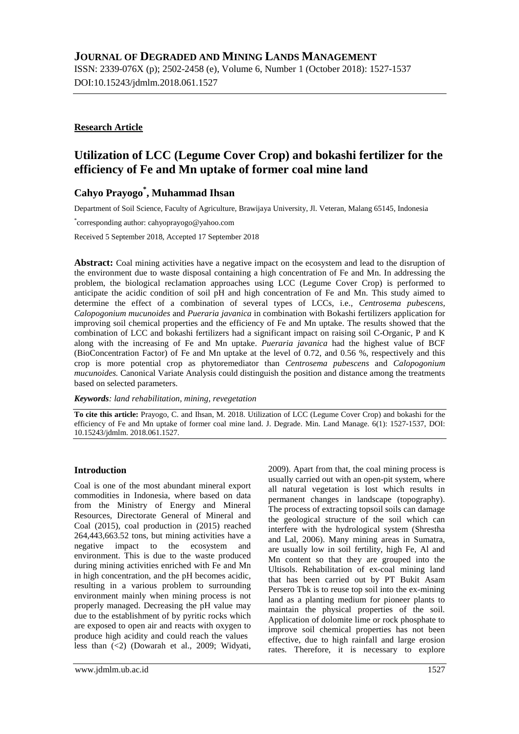# JOURNAL OF DEGRADED AND MINING LANDS MANAGEMENT

ISSN: 2339-076X (p); 2502-2458 (e), Volume 6, Number 1 (October 2018): 1527-1537
DOI:10.15243/jdmlm.2018.061.1527

**Research Article**

## Utilization of LCC (Legume Cover Crop) and bokashi fertilizer for the efficiency of Fe and Mn uptake of former coal mine land

**Cahyo Prayogo[*], Muhammad Ihsan**

Department of Soil Science, Faculty of Agriculture, Brawijaya University, Jl. Veteran, Malang 65145, Indonesia

[*]corresponding author: cahyoprayogo@yahoo.com

Received 5 September 2018, Accepted 17 September 2018

**Abstract:** Coal mining activities have a negative impact on the ecosystem and lead to the disruption of the environment due to waste disposal containing a high concentration of Fe and Mn. In addressing the problem, the biological reclamation approaches using LCC (Legume Cover Crop) is performed to anticipate the acidic condition of soil pH and high concentration of Fe and Mn. This study aimed to determine the effect of a combination of several types of LCCs, i.e., *Centrosema pubescens, Calopogonium mucunoides* and *Pueraria javanica* in combination with Bokashi fertilizers application for improving soil chemical properties and the efficiency of Fe and Mn uptake. The results showed that the combination of LCC and bokashi fertilizers had a significant impact on raising soil C-Organic, P and K along with the increasing of Fe and Mn uptake. *Pueraria javanica* had the highest value of BCF (BioConcentration Factor) of Fe and Mn uptake at the level of 0.72, and 0.56 %, respectively and this crop is more potential crop as phytoremediator than *Centrosema pubescens* and *Calopogonium mucunoides.* Canonical Variate Analysis could distinguish the position and distance among the treatments based on selected parameters.

***Keywords**: land rehabilitation, mining, revegetation*

**To cite this article:** Prayogo, C. and Ihsan, M. 2018. Utilization of LCC (Legume Cover Crop) and bokashi for the efficiency of Fe and Mn uptake of former coal mine land. J. Degrade. Min. Land Manage. 6(1): 1527-1537, DOI: 10.15243/jdmlm. 2018.061.1527.

### Introduction

Coal is one of the most abundant mineral export commodities in Indonesia, where based on data from the Ministry of Energy and Mineral Resources, Directorate General of Mineral and Coal (2015), coal production in (2015) reached 264,443,663.52 tons, but mining activities have a negative impact to the ecosystem and environment. This is due to the waste produced during mining activities enriched with Fe and Mn in high concentration, and the pH becomes acidic, resulting in a various problem to surrounding environment mainly when mining process is not properly managed. Decreasing the pH value may due to the establishment of by pyritic rocks which are exposed to open air and reacts with oxygen to produce high acidity and could reach the values less than (<2) (Dowarah et al., 2009; Widyati, 2009). Apart from that, the coal mining process is usually carried out with an open-pit system, where all natural vegetation is lost which results in permanent changes in landscape (topography). The process of extracting topsoil soils can damage the geological structure of the soil which can interfere with the hydrological system (Shrestha and Lal, 2006). Many mining areas in Sumatra, are usually low in soil fertility, high Fe, Al and Mn content so that they are grouped into the Ultisols. Rehabilitation of ex-coal mining land that has been carried out by PT Bukit Asam Persero Tbk is to reuse top soil into the ex-mining land as a planting medium for pioneer plants to maintain the physical properties of the soil. Application of dolomite lime or rock phosphate to improve soil chemical properties has not been effective, due to high rainfall and large erosion rates. Therefore, it is necessary to explore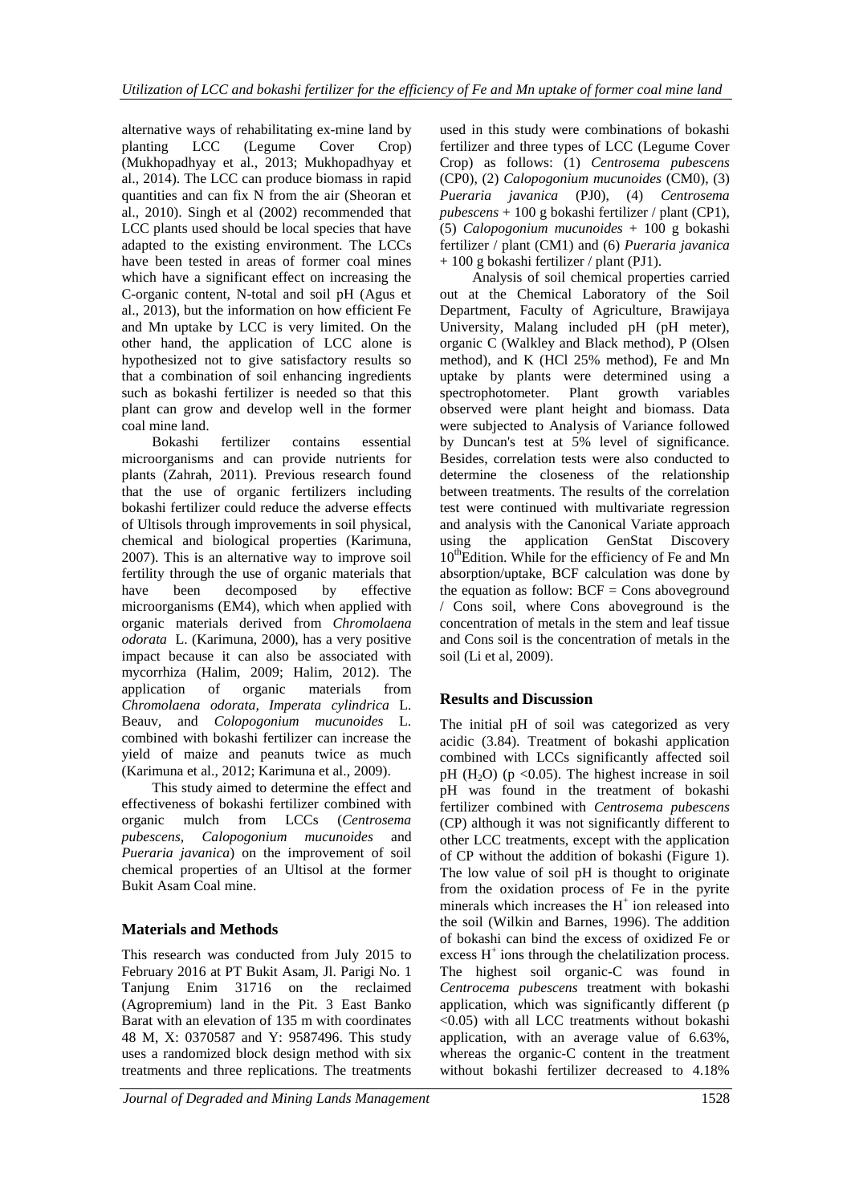alternative ways of rehabilitating ex-mine land by planting LCC (Legume Cover Crop) (Mukhopadhyay et al., 2013; Mukhopadhyay et al., 2014). The LCC can produce biomass in rapid quantities and can fix N from the air (Sheoran et al., 2010). Singh et al (2002) recommended that LCC plants used should be local species that have adapted to the existing environment. The LCCs have been tested in areas of former coal mines which have a significant effect on increasing the C-organic content, N-total and soil pH (Agus et al., 2013), but the information on how efficient Fe and Mn uptake by LCC is very limited. On the other hand, the application of LCC alone is hypothesized not to give satisfactory results so that a combination of soil enhancing ingredients such as bokashi fertilizer is needed so that this plant can grow and develop well in the former coal mine land.

Bokashi fertilizer contains essential microorganisms and can provide nutrients for plants (Zahrah, 2011). Previous research found that the use of organic fertilizers including bokashi fertilizer could reduce the adverse effects of Ultisols through improvements in soil physical, chemical and biological properties (Karimuna, 2007). This is an alternative way to improve soil fertility through the use of organic materials that have been decomposed by effective microorganisms (EM4), which when applied with organic materials derived from *Chromolaena odorata* L. (Karimuna, 2000), has a very positive impact because it can also be associated with mycorrhiza (Halim, 2009; Halim, 2012). The application of organic materials from *Chromolaena odorata, Imperata cylindrica* L. Beauv, and *Colopogonium mucunoides* L. combined with bokashi fertilizer can increase the yield of maize and peanuts twice as much (Karimuna et al., 2012; Karimuna et al., 2009).

This study aimed to determine the effect and effectiveness of bokashi fertilizer combined with organic mulch from LCCs (*Centrosema pubescens, Calopogonium mucunoides* and *Pueraria javanica*) on the improvement of soil chemical properties of an Ultisol at the former Bukit Asam Coal mine.

## Materials and Methods

This research was conducted from July 2015 to February 2016 at PT Bukit Asam, Jl. Parigi No. 1 Tanjung Enim 31716 on the reclaimed (Agropremium) land in the Pit. 3 East Banko Barat with an elevation of 135 m with coordinates 48 M, X: 0370587 and Y: 9587496. This study uses a randomized block design method with six treatments and three replications. The treatments used in this study were combinations of bokashi fertilizer and three types of LCC (Legume Cover Crop) as follows: (1) *Centrosema pubescens* (CP0), (2) *Calopogonium mucunoides* (CM0), (3) *Pueraria javanica* (PJ0), (4) *Centrosema pubescens* + 100 g bokashi fertilizer / plant (CP1), (5) *Calopogonium mucunoides* + 100 g bokashi fertilizer / plant (CM1) and (6) *Pueraria javanica* + 100 g bokashi fertilizer / plant (PJ1).

Analysis of soil chemical properties carried out at the Chemical Laboratory of the Soil Department, Faculty of Agriculture, Brawijaya University, Malang included pH (pH meter), organic C (Walkley and Black method), P (Olsen method), and K (HCl 25% method), Fe and Mn uptake by plants were determined using a spectrophotometer. Plant growth variables observed were plant height and biomass. Data were subjected to Analysis of Variance followed by Duncan's test at 5% level of significance. Besides, correlation tests were also conducted to determine the closeness of the relationship between treatments. The results of the correlation test were continued with multivariate regression and analysis with the Canonical Variate approach using the application GenStat Discovery 10$^{th}$Edition. While for the efficiency of Fe and Mn absorption/uptake, BCF calculation was done by the equation as follow: BCF = Cons aboveground / Cons soil, where Cons aboveground is the concentration of metals in the stem and leaf tissue and Cons soil is the concentration of metals in the soil (Li et al, 2009).

## Results and Discussion

The initial pH of soil was categorized as very acidic (3.84). Treatment of bokashi application combined with LCCs significantly affected soil pH ($H_2O$) ($p < 0.05$). The highest increase in soil pH was found in the treatment of bokashi fertilizer combined with *Centrosema pubescens* (CP) although it was not significantly different to other LCC treatments, except with the application of CP without the addition of bokashi (Figure 1). The low value of soil pH is thought to originate from the oxidation process of Fe in the pyrite minerals which increases the $H^+$ ion released into the soil (Wilkin and Barnes, 1996). The addition of bokashi can bind the excess of oxidized Fe or excess $H^+$ ions through the chelatilization process. The highest soil organic-C was found in *Centrocema pubescens* treatment with bokashi application, which was significantly different ($p < 0.05$) with all LCC treatments without bokashi application, with an average value of 6.63%, whereas the organic-C content in the treatment without bokashi fertilizer decreased to 4.18%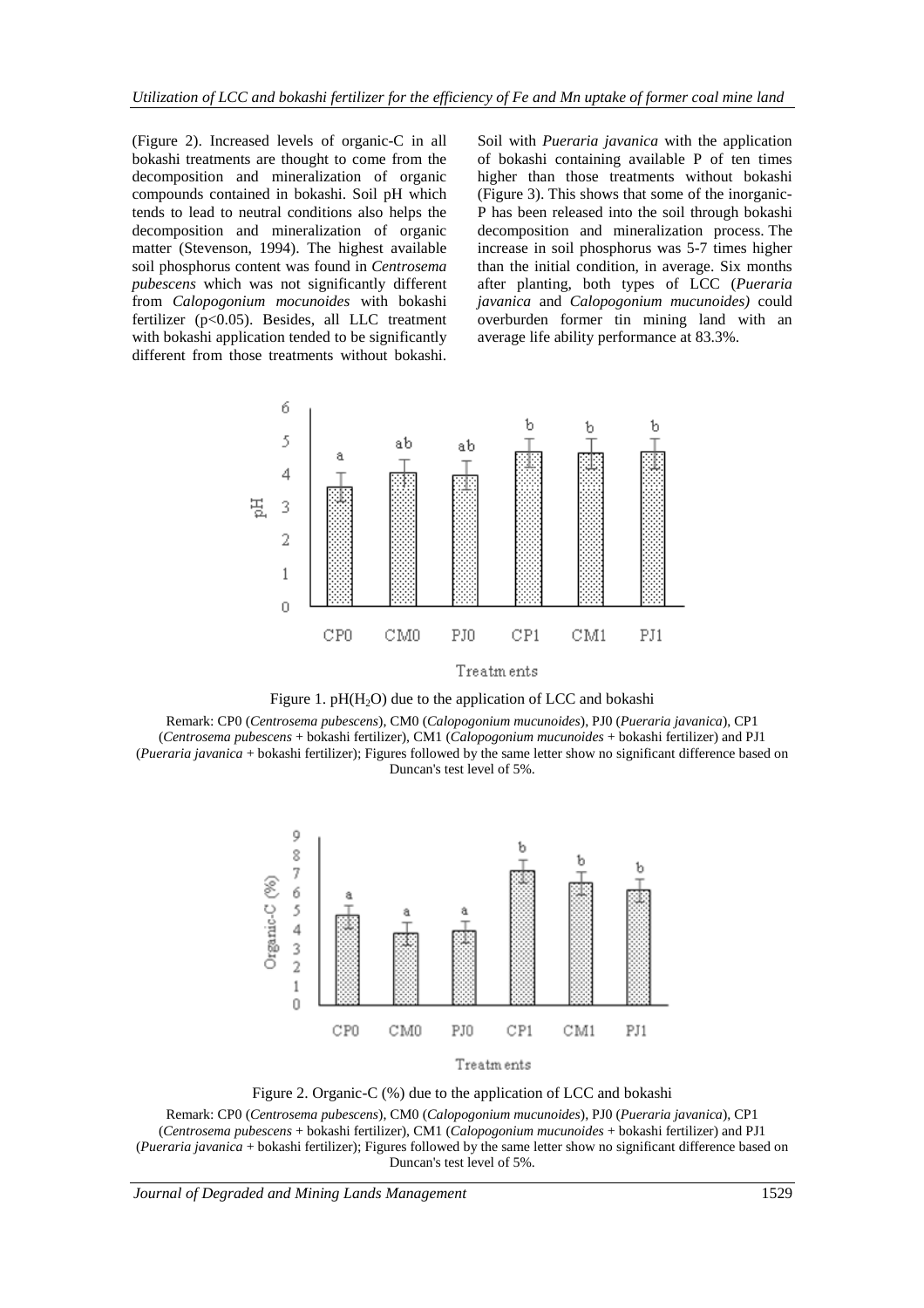(Figure 2). Increased levels of organic-C in all bokashi treatments are thought to come from the decomposition and mineralization of organic compounds contained in bokashi. Soil pH which tends to lead to neutral conditions also helps the decomposition and mineralization of organic matter (Stevenson, 1994). The highest available soil phosphorus content was found in *Centrosema pubescens* which was not significantly different from *Calopogonium mocunoides* with bokashi fertilizer ($p<0.05$). Besides, all LLC treatment with bokashi application tended to be significantly different from those treatments without bokashi. Soil with *Pueraria javanica* with the application of bokashi containing available P of ten times higher than those treatments without bokashi (Figure 3). This shows that some of the inorganic-P has been released into the soil through bokashi decomposition and mineralization process. The increase in soil phosphorus was 5-7 times higher than the initial condition, in average. Six months after planting, both types of LCC (*Pueraria javanica* and *Calopogonium mucunoides)* could overburden former tin mining land with an average life ability performance at 83.3%.

Figure 1. pH($H_2O$) due to the application of LCC and bokashi

Remark: CP0 (*Centrosema pubescens*), CM0 (*Calopogonium mucunoides*), PJ0 (*Pueraria javanica*), CP1 (*Centrosema pubescens* + bokashi fertilizer), CM1 (*Calopogonium mucunoides* + bokashi fertilizer) and PJ1 (*Pueraria javanica* + bokashi fertilizer); Figures followed by the same letter show no significant difference based on Duncan's test level of 5%.

Figure 2. Organic-C (%) due to the application of LCC and bokashi

Remark: CP0 (*Centrosema pubescens*), CM0 (*Calopogonium mucunoides*), PJ0 (*Pueraria javanica*), CP1 (*Centrosema pubescens* + bokashi fertilizer), CM1 (*Calopogonium mucunoides* + bokashi fertilizer) and PJ1 (*Pueraria javanica* + bokashi fertilizer); Figures followed by the same letter show no significant difference based on Duncan's test level of 5%.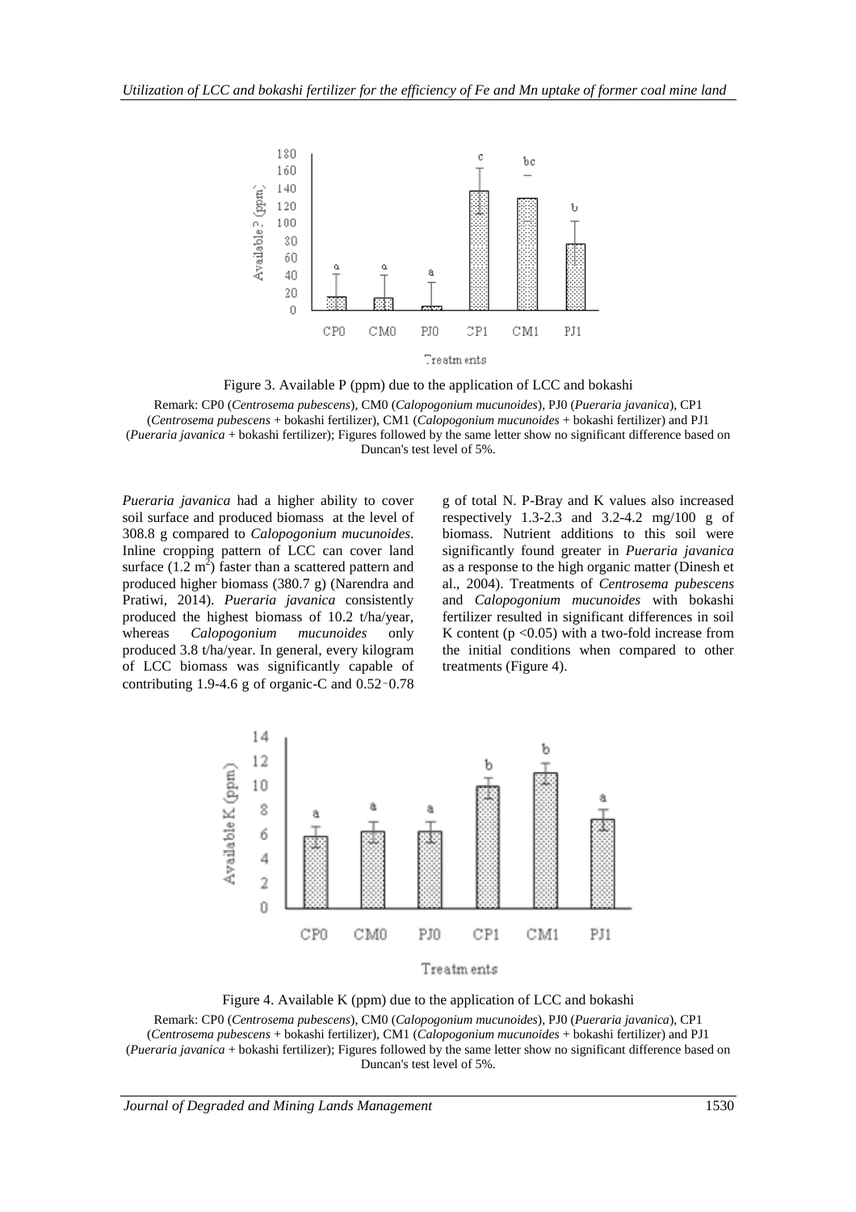Figure 3. Available P (ppm) due to the application of LCC and bokashi

Remark: CP0 (*Centrosema pubescens*), CM0 (*Calopogonium mucunoides*), PJ0 (*Pueraria javanica*), CP1 (*Centrosema pubescens* + bokashi fertilizer), CM1 (*Calopogonium mucunoides* + bokashi fertilizer) and PJ1 (*Pueraria javanica* + bokashi fertilizer); Figures followed by the same letter show no significant difference based on Duncan's test level of 5%.

*Pueraria javanica* had a higher ability to cover soil surface and produced biomass at the level of 308.8 g compared to *Calopogonium mucunoides*. Inline cropping pattern of LCC can cover land surface (1.2 $m^2$) faster than a scattered pattern and produced higher biomass (380.7 g) (Narendra and Pratiwi, 2014). *Pueraria javanica* consistently produced the highest biomass of 10.2 t/ha/year, whereas *Calopogonium mucunoides* only produced 3.8 t/ha/year. In general, every kilogram of LCC biomass was significantly capable of contributing 1.9-4.6 g of organic-C and 0.52-0.78 g of total N. P-Bray and K values also increased respectively 1.3-2.3 and 3.2-4.2 mg/100 g of biomass. Nutrient additions to this soil were significantly found greater in *Pueraria javanica* as a response to the high organic matter (Dinesh et al., 2004). Treatments of *Centrosema pubescens* and *Calopogonium mucunoides* with bokashi fertilizer resulted in significant differences in soil K content ($p < 0.05$) with a two-fold increase from the initial conditions when compared to other treatments (Figure 4).

Figure 4. Available K (ppm) due to the application of LCC and bokashi

Remark: CP0 (*Centrosema pubescens*), CM0 (*Calopogonium mucunoides*), PJ0 (*Pueraria javanica*), CP1 (*Centrosema pubescens* + bokashi fertilizer), CM1 (*Calopogonium mucunoides* + bokashi fertilizer) and PJ1 (*Pueraria javanica* + bokashi fertilizer); Figures followed by the same letter show no significant difference based on Duncan's test level of 5%.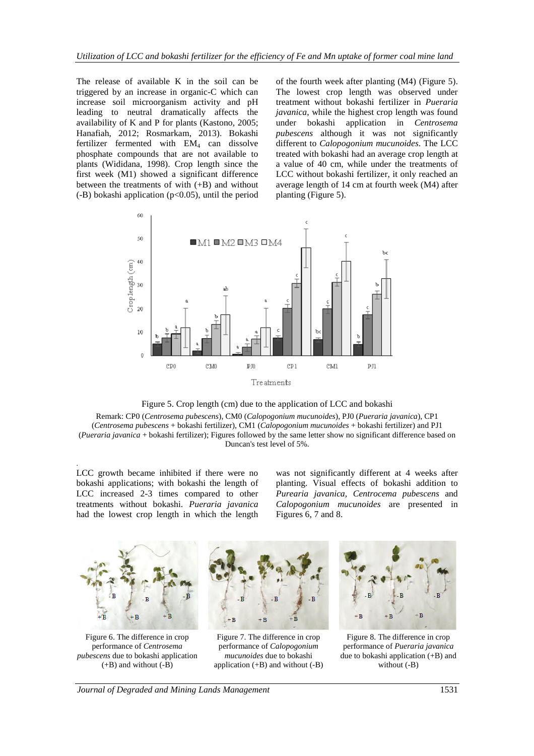The release of available K in the soil can be triggered by an increase in organic-C which can increase soil microorganism activity and pH leading to neutral dramatically affects the availability of K and P for plants (Kastono, 2005; Hanafiah, 2012; Rosmarkam, 2013). Bokashi fertilizer fermented with $EM_4$ can dissolve phosphate compounds that are not available to plants (Wididana, 1998). Crop length since the first week (M1) showed a significant difference between the treatments of with (+B) and without (-B) bokashi application ($p<0.05$), until the period of the fourth week after planting (M4) (Figure 5). The lowest crop length was observed under treatment without bokashi fertilizer in *Pueraria javanica*, while the highest crop length was found under bokashi application in *Centrosema pubescens* although it was not significantly different to *Calopogonium mucunoides*. The LCC treated with bokashi had an average crop length at a value of 40 cm, while under the treatments of LCC without bokashi fertilizer, it only reached an average length of 14 cm at fourth week (M4) after planting (Figure 5).

Figure 5. Crop length (cm) due to the application of LCC and bokashi

Remark: CP0 (*Centrosema pubescens*), CM0 (*Calopogonium mucunoides*), PJ0 (*Pueraria javanica*), CP1 (*Centrosema pubescens* + bokashi fertilizer), CM1 (*Calopogonium mucunoides* + bokashi fertilizer) and PJ1 (*Pueraria javanica* + bokashi fertilizer); Figures followed by the same letter show no significant difference based on Duncan's test level of 5%.

LCC growth became inhibited if there were no bokashi applications; with bokashi the length of LCC increased 2-3 times compared to other treatments without bokashi. *Pueraria javanica* had the lowest crop length in which the length was not significantly different at 4 weeks after planting. Visual effects of bokashi addition to *Purearia javanica*, *Centrocema pubescens* and *Calopogonium mucunoides* are presented in Figures 6, 7 and 8.

Figure 6. The difference in crop performance of *Centrosema pubescens* due to bokashi application (+B) and without (-B)

Figure 7. The difference in crop performance of *Calopogonium mucunoides* due to bokashi application (+B) and without (-B)

Figure 8. The difference in crop performance of *Pueraria javanica* due to bokashi application (+B) and without (-B)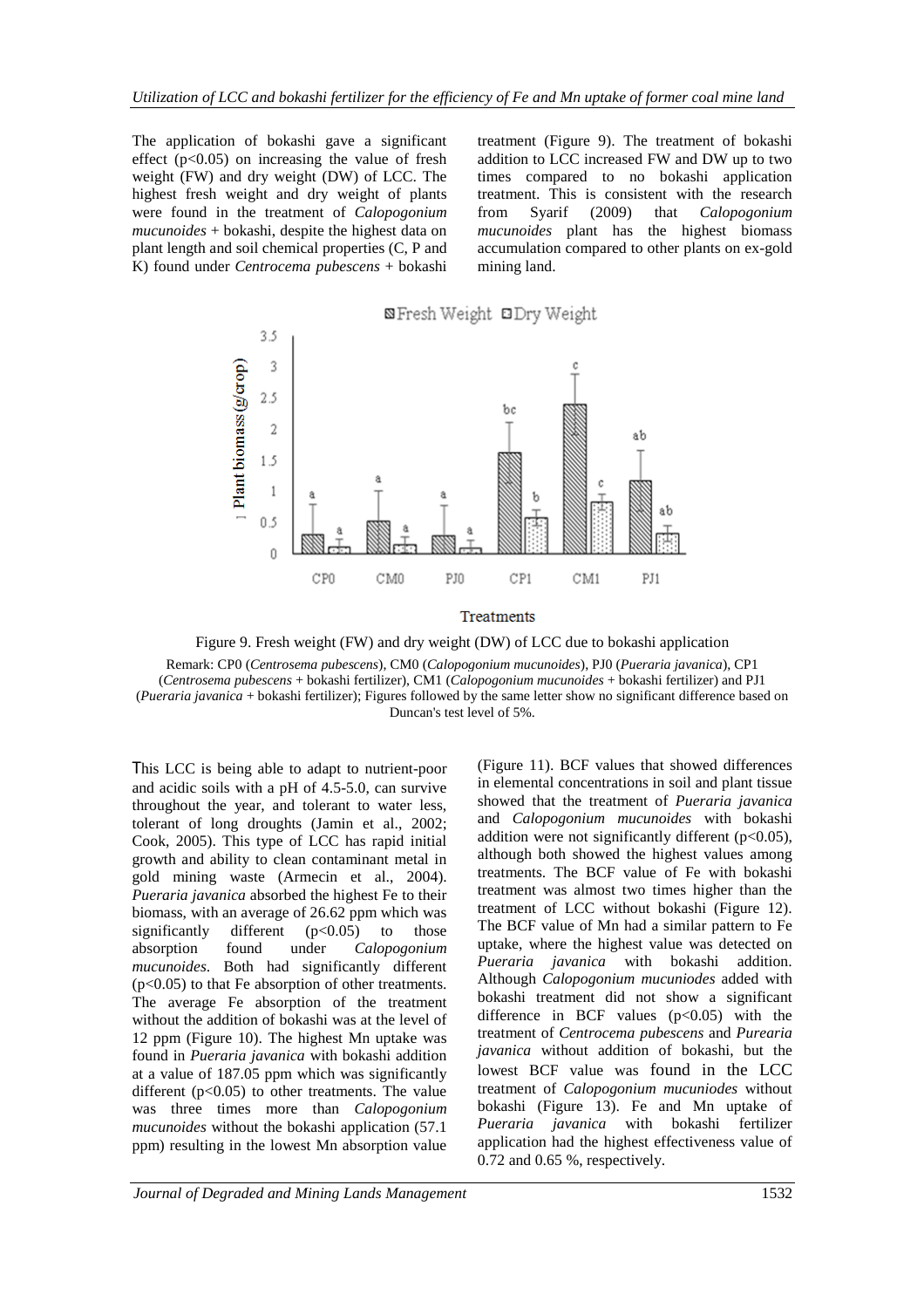The application of bokashi gave a significant effect ($p<0.05$) on increasing the value of fresh weight (FW) and dry weight (DW) of LCC. The highest fresh weight and dry weight of plants were found in the treatment of *Calopogonium mucunoides* + bokashi, despite the highest data on plant length and soil chemical properties (C, P and K) found under *Centrocema pubescens* + bokashi treatment (Figure 9). The treatment of bokashi addition to LCC increased FW and DW up to two times compared to no bokashi application treatment. This is consistent with the research from Syarif (2009) that *Calopogonium mucunoides* plant has the highest biomass accumulation compared to other plants on ex-gold mining land.

Figure 9. Fresh weight (FW) and dry weight (DW) of LCC due to bokashi application

Remark: CP0 (*Centrosema pubescens*), CM0 (*Calopogonium mucunoides*), PJ0 (*Pueraria javanica*), CP1 (*Centrosema pubescens* + bokashi fertilizer), CM1 (*Calopogonium mucunoides* + bokashi fertilizer) and PJ1 (*Pueraria javanica* + bokashi fertilizer); Figures followed by the same letter show no significant difference based on Duncan's test level of 5%.

This LCC is being able to adapt to nutrient-poor and acidic soils with a pH of 4.5-5.0, can survive throughout the year, and tolerant to water less, tolerant of long droughts (Jamin et al., 2002; Cook, 2005). This type of LCC has rapid initial growth and ability to clean contaminant metal in gold mining waste (Armecin et al., 2004). *Pueraria javanica* absorbed the highest Fe to their biomass, with an average of 26.62 ppm which was significantly different ($p<0.05$) to those absorption found under *Calopogonium mucunoides*. Both had significantly different ($p<0.05$) to that Fe absorption of other treatments. The average Fe absorption of the treatment without the addition of bokashi was at the level of 12 ppm (Figure 10). The highest Mn uptake was found in *Pueraria javanica* with bokashi addition at a value of 187.05 ppm which was significantly different ($p<0.05$) to other treatments. The value was three times more than *Calopogonium mucunoides* without the bokashi application (57.1 ppm) resulting in the lowest Mn absorption value (Figure 11). BCF values that showed differences in elemental concentrations in soil and plant tissue showed that the treatment of *Pueraria javanica* and *Calopogonium mucunoides* with bokashi addition were not significantly different ($p<0.05$), although both showed the highest values among treatments. The BCF value of Fe with bokashi treatment was almost two times higher than the treatment of LCC without bokashi (Figure 12). The BCF value of Mn had a similar pattern to Fe uptake, where the highest value was detected on *Pueraria javanica* with bokashi addition. Although *Calopogonium mucuniodes* added with bokashi treatment did not show a significant difference in BCF values ($p<0.05$) with the treatment of *Centrocema pubescens* and *Purearia javanica* without addition of bokashi, but the lowest BCF value was found in the LCC treatment of *Calopogonium mucuniodes* without bokashi (Figure 13). Fe and Mn uptake of *Pueraria javanica* with bokashi fertilizer application had the highest effectiveness value of 0.72 and 0.65 %, respectively.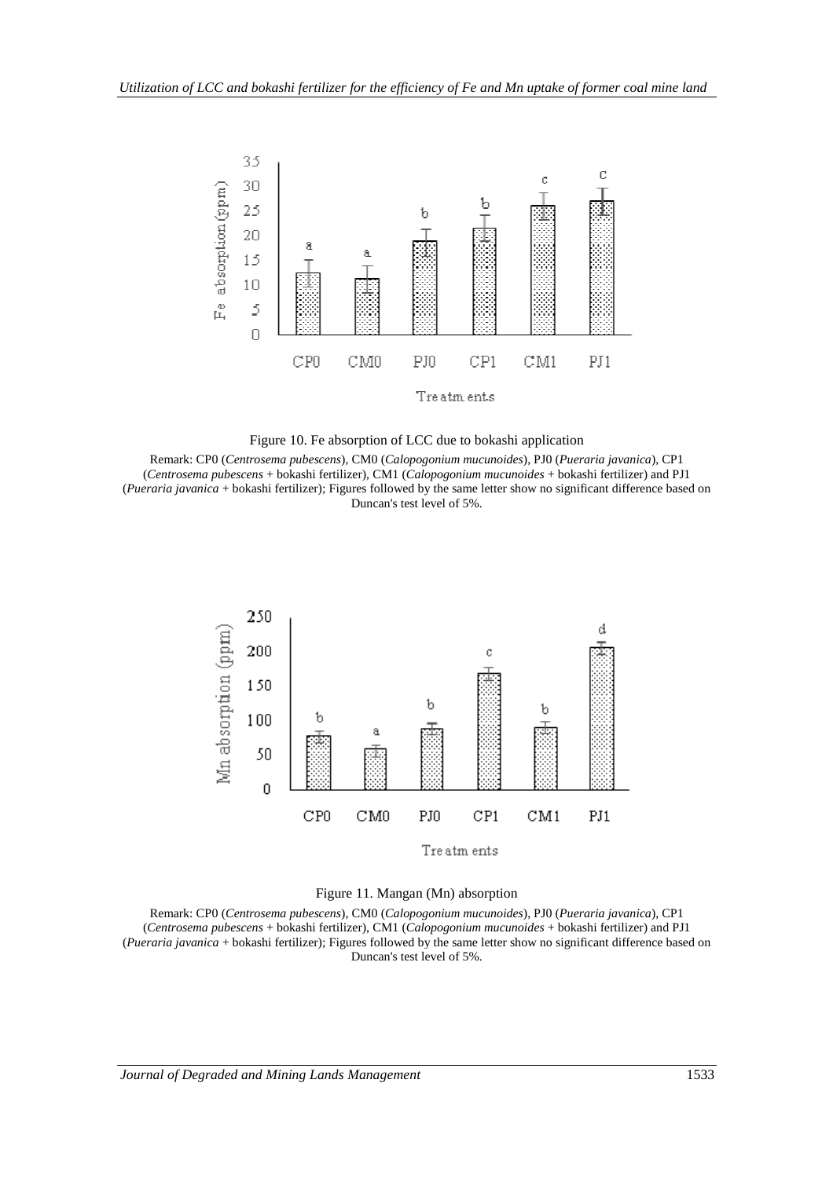Figure 10. Fe absorption of LCC due to bokashi application

Remark: CP0 (*Centrosema pubescens*), CM0 (*Calopogonium mucunoides*), PJ0 (*Pueraria javanica*), CP1 (*Centrosema pubescens* + bokashi fertilizer), CM1 (*Calopogonium mucunoides* + bokashi fertilizer) and PJ1 (*Pueraria javanica* + bokashi fertilizer); Figures followed by the same letter show no significant difference based on Duncan's test level of 5%.

Figure 11. Mangan (Mn) absorption

Remark: CP0 (*Centrosema pubescens*), CM0 (*Calopogonium mucunoides*), PJ0 (*Pueraria javanica*), CP1 (*Centrosema pubescens* + bokashi fertilizer), CM1 (*Calopogonium mucunoides* + bokashi fertilizer) and PJ1 (*Pueraria javanica* + bokashi fertilizer); Figures followed by the same letter show no significant difference based on Duncan's test level of 5%.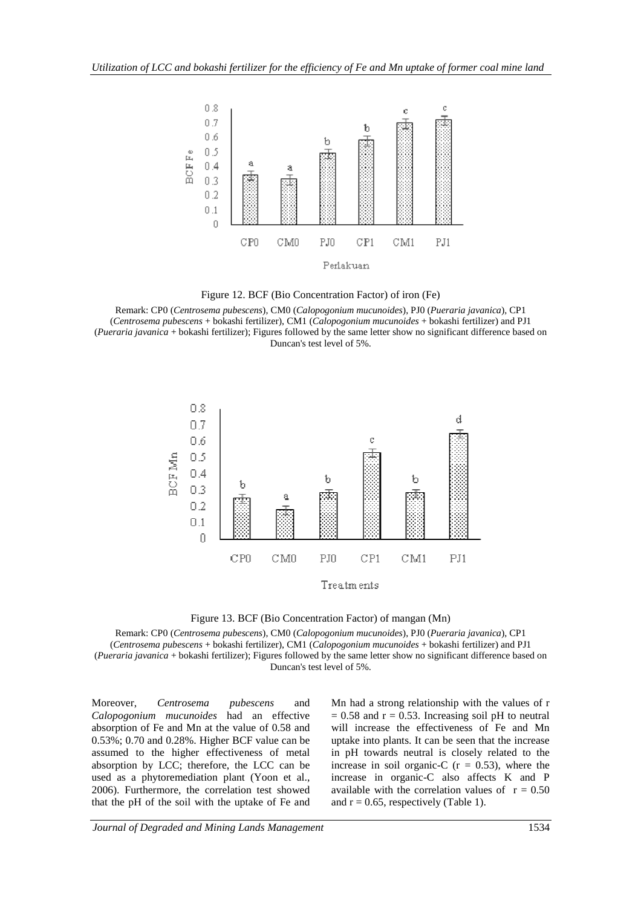Figure 12. BCF (Bio Concentration Factor) of iron (Fe)

Remark: CP0 (*Centrosema pubescens*), CM0 (*Calopogonium mucunoides*), PJ0 (*Pueraria javanica*), CP1 (*Centrosema pubescens* + bokashi fertilizer), CM1 (*Calopogonium mucunoides* + bokashi fertilizer) and PJ1 (*Pueraria javanica* + bokashi fertilizer); Figures followed by the same letter show no significant difference based on Duncan's test level of 5%.

Figure 13. BCF (Bio Concentration Factor) of mangan (Mn)

Remark: CP0 (*Centrosema pubescens*), CM0 (*Calopogonium mucunoides*), PJ0 (*Pueraria javanica*), CP1 (*Centrosema pubescens* + bokashi fertilizer), CM1 (*Calopogonium mucunoides* + bokashi fertilizer) and PJ1 (*Pueraria javanica* + bokashi fertilizer); Figures followed by the same letter show no significant difference based on Duncan's test level of 5%.

Moreover, *Centrosema pubescens* and *Calopogonium mucunoides* had an effective absorption of Fe and Mn at the value of 0.58 and 0.53%; 0.70 and 0.28%. Higher BCF value can be assumed to the higher effectiveness of metal absorption by LCC; therefore, the LCC can be used as a phytoremediation plant (Yoon et al., 2006). Furthermore, the correlation test showed that the pH of the soil with the uptake of Fe and Mn had a strong relationship with the values of $r = 0.58$ and $r = 0.53$. Increasing soil pH to neutral will increase the effectiveness of Fe and Mn uptake into plants. It can be seen that the increase in pH towards neutral is closely related to the increase in soil organic-C ($r = 0.53$), where the increase in organic-C also affects K and P available with the correlation values of $r = 0.50$ and $r = 0.65$, respectively (Table 1).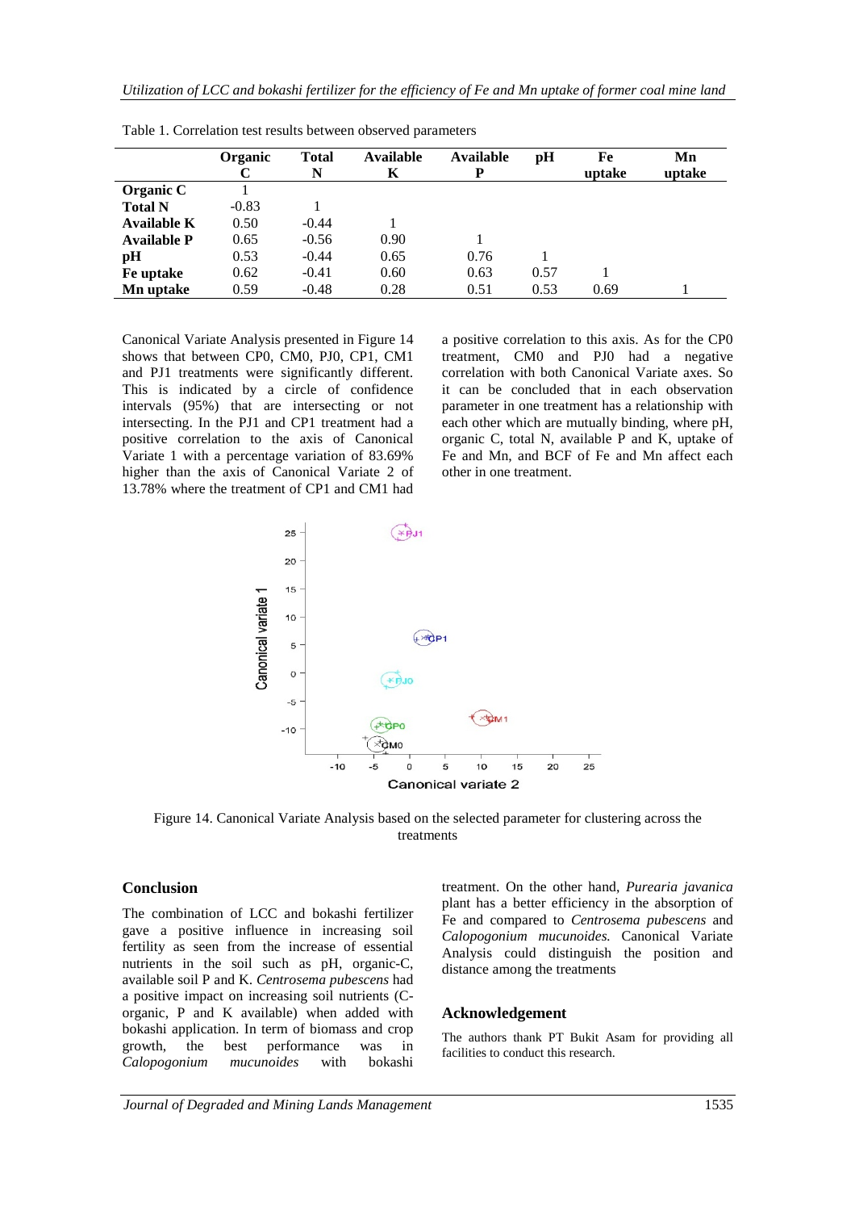Table 1. Correlation test results between observed parameters

| | Organic C | Total N | Available K | Available P | pH | Fe uptake | Mn uptake |
|---|---|---|---|---|---|---|---|
| **Organic C** | 1 | | | | | | |
| **Total N** | -0.83 | 1 | | | | | |
| **Available K** | 0.50 | -0.44 | 1 | | | | |
| **Available P** | 0.65 | -0.56 | 0.90 | 1 | | | |
| **pH** | 0.53 | -0.44 | 0.65 | 0.76 | 1 | | |
| **Fe uptake** | 0.62 | -0.41 | 0.60 | 0.63 | 0.57 | 1 | |
| **Mn uptake** | 0.59 | -0.48 | 0.28 | 0.51 | 0.53 | 0.69 | 1 |

Canonical Variate Analysis presented in Figure 14 shows that between CP0, CM0, PJ0, CP1, CM1 and PJ1 treatments were significantly different. This is indicated by a circle of confidence intervals (95%) that are intersecting or not intersecting. In the PJ1 and CP1 treatment had a positive correlation to the axis of Canonical Variate 1 with a percentage variation of 83.69% higher than the axis of Canonical Variate 2 of 13.78% where the treatment of CP1 and CM1 had a positive correlation to this axis. As for the CP0 treatment, CM0 and PJ0 had a negative correlation with both Canonical Variate axes. So it can be concluded that in each observation parameter in one treatment has a relationship with each other which are mutually binding, where pH, organic C, total N, available P and K, uptake of Fe and Mn, and BCF of Fe and Mn affect each other in one treatment.

Figure 14. Canonical Variate Analysis based on the selected parameter for clustering across the treatments

## Conclusion

The combination of LCC and bokashi fertilizer gave a positive influence in increasing soil fertility as seen from the increase of essential nutrients in the soil such as pH, organic-C, available soil P and K. *Centrosema pubescens* had a positive impact on increasing soil nutrients (C-organic, P and K available) when added with bokashi application. In term of biomass and crop growth, the best performance was in *Calopogonium mucunoides* with bokashi treatment. On the other hand, *Purearia javanica* plant has a better efficiency in the absorption of Fe and compared to *Centrosema pubescens* and *Calopogonium mucunoides.* Canonical Variate Analysis could distinguish the position and distance among the treatments

## Acknowledgement

The authors thank PT Bukit Asam for providing all facilities to conduct this research.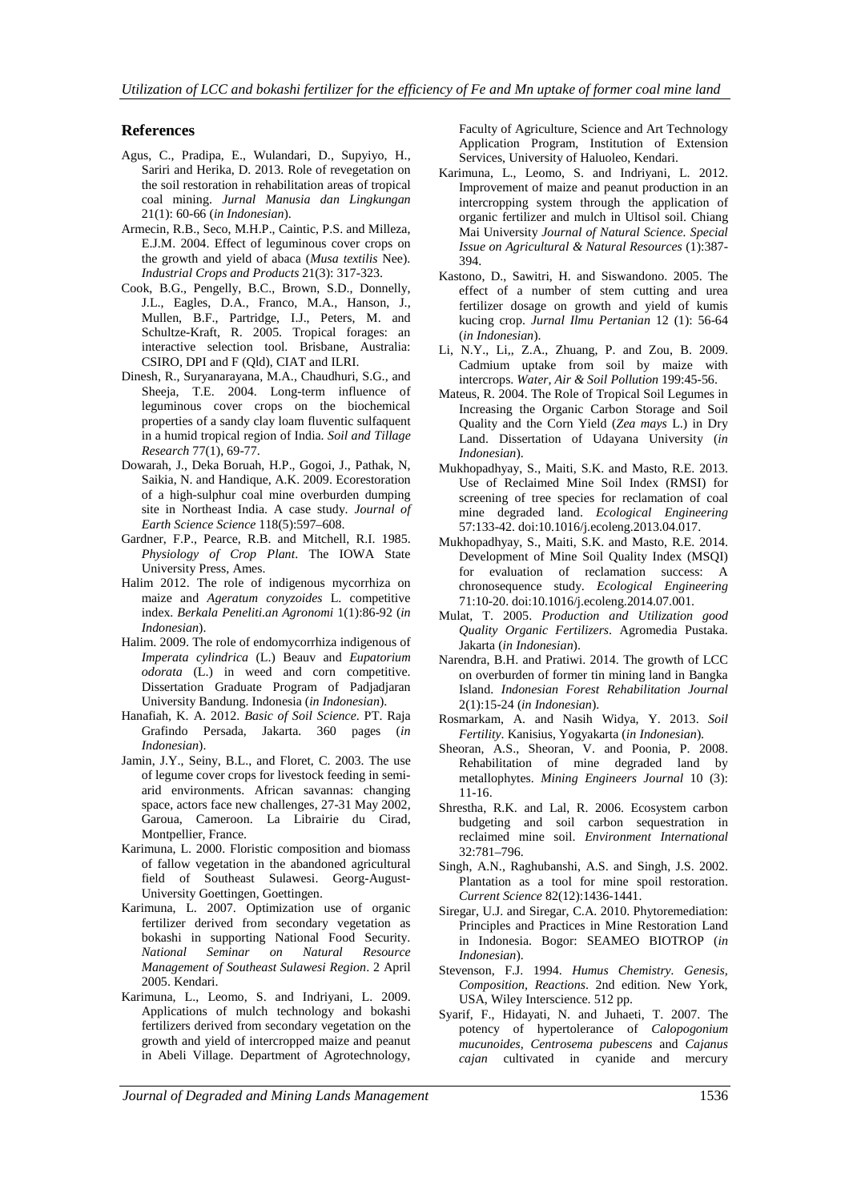## References

Agus, C., Pradipa, E., Wulandari, D., Supyiyo, H., Sariri and Herika, D. 2013. Role of revegetation on the soil restoration in rehabilitation areas of tropical coal mining. *Jurnal Manusia dan Lingkungan* 21(1): 60-66 (*in Indonesian*).

Armecin, R.B., Seco, M.H.P., Caintic, P.S. and Milleza, E.J.M. 2004. Effect of leguminous cover crops on the growth and yield of abaca (*Musa textilis* Nee). *Industrial Crops and Products* 21(3): 317-323.

Cook, B.G., Pengelly, B.C., Brown, S.D., Donnelly, J.L., Eagles, D.A., Franco, M.A., Hanson, J., Mullen, B.F., Partridge, I.J., Peters, M. and Schultze-Kraft, R. 2005. Tropical forages: an interactive selection tool. Brisbane, Australia: CSIRO, DPI and F (Qld), CIAT and ILRI.

Dinesh, R., Suryanarayana, M.A., Chaudhuri, S.G., and Sheeja, T.E. 2004. Long-term influence of leguminous cover crops on the biochemical properties of a sandy clay loam fluventic sulfaquent in a humid tropical region of India. *Soil and Tillage Research* 77(1), 69-77.

Dowarah, J., Deka Boruah, H.P., Gogoi, J., Pathak, N, Saikia, N. and Handique, A.K. 2009. Ecorestoration of a high-sulphur coal mine overburden dumping site in Northeast India. A case study. *Journal of Earth Science Science* 118(5):597–608.

Gardner, F.P., Pearce, R.B. and Mitchell, R.I. 1985. *Physiology of Crop Plant*. The IOWA State University Press, Ames.

Halim 2012. The role of indigenous mycorrhiza on maize and *Ageratum conyzoides* L. competitive index. *Berkala Peneliti.an Agronomi* 1(1):86-92 (*in Indonesian*).

Halim. 2009. The role of endomycorrhiza indigenous of *Imperata cylindrica* (L.) Beauv and *Eupatorium odorata* (L.) in weed and corn competitive. Dissertation Graduate Program of Padjadjaran University Bandung. Indonesia (*in Indonesian*).

Hanafiah, K. A. 2012. *Basic of Soil Science*. PT. Raja Grafindo Persada, Jakarta. 360 pages (*in Indonesian*).

Jamin, J.Y., Seiny, B.L., and Floret, C. 2003. The use of legume cover crops for livestock feeding in semi-arid environments. African savannas: changing space, actors face new challenges, 27-31 May 2002, Garoua, Cameroon. La Librairie du Cirad, Montpellier, France.

Karimuna, L. 2000. Floristic composition and biomass of fallow vegetation in the abandoned agricultural field of Southeast Sulawesi. Georg-August-University Goettingen, Goettingen.

Karimuna, L. 2007. Optimization use of organic fertilizer derived from secondary vegetation as bokashi in supporting National Food Security. *National Seminar on Natural Resource Management of Southeast Sulawesi Region*. 2 April 2005. Kendari.

Karimuna, L., Leomo, S. and Indriyani, L. 2009. Applications of mulch technology and bokashi fertilizers derived from secondary vegetation on the growth and yield of intercropped maize and peanut in Abeli Village. Department of Agrotechnology, Faculty of Agriculture, Science and Art Technology Application Program, Institution of Extension Services, University of Haluoleo, Kendari.

Karimuna, L., Leomo, S. and Indriyani, L. 2012. Improvement of maize and peanut production in an intercropping system through the application of organic fertilizer and mulch in Ultisol soil. Chiang Mai University *Journal of Natural Science. Special Issue on Agricultural & Natural Resources* (1):387-394.

Kastono, D., Sawitri, H. and Siswandono. 2005. The effect of a number of stem cutting and urea fertilizer dosage on growth and yield of kumis kucing crop. *Jurnal Ilmu Pertanian* 12 (1): 56-64 (*in Indonesian*).

Li, N.Y., Li,, Z.A., Zhuang, P. and Zou, B. 2009. Cadmium uptake from soil by maize with intercrops. *Water, Air & Soil Pollution* 199:45-56.

Mateus, R. 2004. The Role of Tropical Soil Legumes in Increasing the Organic Carbon Storage and Soil Quality and the Corn Yield (*Zea mays* L.) in Dry Land. Dissertation of Udayana University (*in Indonesian*).

Mukhopadhyay, S., Maiti, S.K. and Masto, R.E. 2013. Use of Reclaimed Mine Soil Index (RMSI) for screening of tree species for reclamation of coal mine degraded land. *Ecological Engineering* 57:133-42. doi:10.1016/j.ecoleng.2013.04.017.

Mukhopadhyay, S., Maiti, S.K. and Masto, R.E. 2014. Development of Mine Soil Quality Index (MSQI) for evaluation of reclamation success: A chronosequence study. *Ecological Engineering* 71:10-20. doi:10.1016/j.ecoleng.2014.07.001.

Mulat, T. 2005. *Production and Utilization good Quality Organic Fertilizers*. Agromedia Pustaka. Jakarta (*in Indonesian*).

Narendra, B.H. and Pratiwi. 2014. The growth of LCC on overburden of former tin mining land in Bangka Island. *Indonesian Forest Rehabilitation Journal* 2(1):15-24 (*in Indonesian*).

Rosmarkam, A. and Nasih Widya, Y. 2013. *Soil Fertility.* Kanisius, Yogyakarta (*in Indonesian*).

Sheoran, A.S., Sheoran, V. and Poonia, P. 2008. Rehabilitation of mine degraded land by metallophytes. *Mining Engineers Journal* 10 (3): 11-16.

Shrestha, R.K. and Lal, R. 2006. Ecosystem carbon budgeting and soil carbon sequestration in reclaimed mine soil. *Environment International* 32:781–796.

Singh, A.N., Raghubanshi, A.S. and Singh, J.S. 2002. Plantation as a tool for mine spoil restoration. *Current Science* 82(12):1436-1441.

Siregar, U.J. and Siregar, C.A. 2010. Phytoremediation: Principles and Practices in Mine Restoration Land in Indonesia. Bogor: SEAMEO BIOTROP (*in Indonesian*).

Stevenson, F.J. 1994. *Humus Chemistry. Genesis, Composition, Reactions*. 2nd edition. New York, USA, Wiley Interscience. 512 pp.

Syarif, F., Hidayati, N. and Juhaeti, T. 2007. The potency of hypertolerance of *Calopogonium mucunoides, Centrosema pubescens* and *Cajanus cajan* cultivated in cyanide and mercury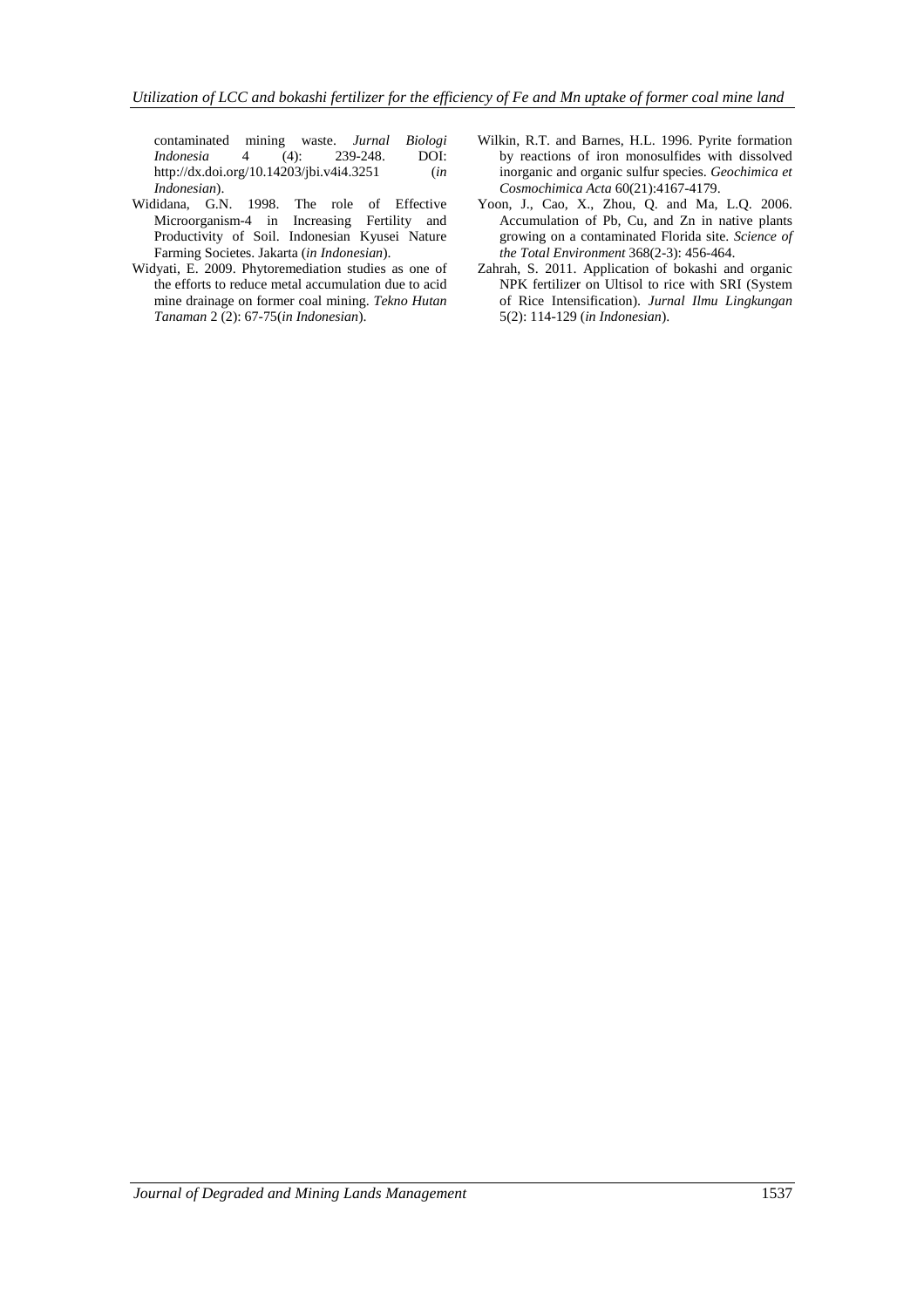contaminated mining waste. *Jurnal Biologi Indonesia* 4 (4): 239-248. DOI: http://dx.doi.org/10.14203/jbi.v4i4.3251 (*in Indonesian*).

Wididana, G.N. 1998. The role of Effective Microorganism-4 in Increasing Fertility and Productivity of Soil. Indonesian Kyusei Nature Farming Societes. Jakarta (*in Indonesian*).

Widyati, E. 2009. Phytoremediation studies as one of the efforts to reduce metal accumulation due to acid mine drainage on former coal mining. *Tekno Hutan Tanaman* 2 (2): 67-75(*in Indonesian*).

Wilkin, R.T. and Barnes, H.L. 1996. Pyrite formation by reactions of iron monosulfides with dissolved inorganic and organic sulfur species. *Geochimica et Cosmochimica Acta* 60(21):4167-4179.

Yoon, J., Cao, X., Zhou, Q. and Ma, L.Q. 2006. Accumulation of Pb, Cu, and Zn in native plants growing on a contaminated Florida site. *Science of the Total Environment* 368(2-3): 456-464.

Zahrah, S. 2011. Application of bokashi and organic NPK fertilizer on Ultisol to rice with SRI (System of Rice Intensification). *Jurnal Ilmu Lingkungan* 5(2): 114-129 (*in Indonesian*).